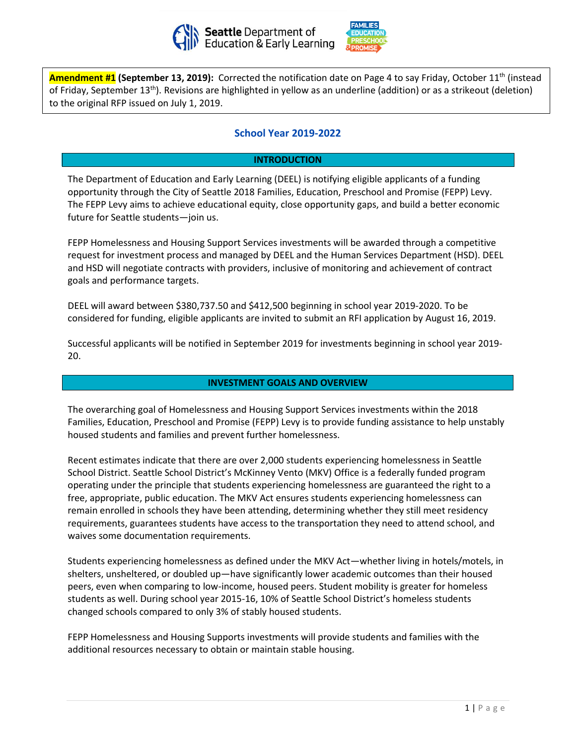**Amendment #1 (September 13, 2019):** Corrected the notification date on Page 4 to say Friday, October 11th (instead of Friday, September 13th). Revisions are highlighted in yellow as an underline (addition) or as a strikeout (deletion) to the original RFP issued on July 1, 2019.

## School Year 2019-2022

## INTRODUCTION

The Department of Education and Early Learning (DEEL) is notifying eligible applicants of a funding opportunity through the City of Seattle 2018 Families, Education, Preschool and Promise (FEPP) Levy. The FEPP Levy aims to achieve educational equity, close opportunity gaps, and build a better economic future for Seattle students—join us.

FEPP Homelessness and Housing Support Services investments will be awarded through a competitive request for investment process and managed by DEEL and the Human Services Department (HSD). DEEL and HSD will negotiate contracts with providers, inclusive of monitoring and achievement of contract goals and performance targets.

DEEL will award between $380,737.50 and $412,500 beginning in school year 2019-2020. To be considered for funding, eligible applicants are invited to submit an RFI application by August 16, 2019.

Successful applicants will be notified in September 2019 for investments beginning in school year 2019-20.

## INVESTMENT GOALS AND OVERVIEW

The overarching goal of Homelessness and Housing Support Services investments within the 2018 Families, Education, Preschool and Promise (FEPP) Levy is to provide funding assistance to help unstably housed students and families and prevent further homelessness.

Recent estimates indicate that there are over 2,000 students experiencing homelessness in Seattle School District. Seattle School District's McKinney Vento (MKV) Office is a federally funded program operating under the principle that students experiencing homelessness are guaranteed the right to a free, appropriate, public education. The MKV Act ensures students experiencing homelessness can remain enrolled in schools they have been attending, determining whether they still meet residency requirements, guarantees students have access to the transportation they need to attend school, and waives some documentation requirements.

Students experiencing homelessness as defined under the MKV Act—whether living in hotels/motels, in shelters, unsheltered, or doubled up—have significantly lower academic outcomes than their housed peers, even when comparing to low-income, housed peers. Student mobility is greater for homeless students as well. During school year 2015-16, 10% of Seattle School District's homeless students changed schools compared to only 3% of stably housed students.

FEPP Homelessness and Housing Supports investments will provide students and families with the additional resources necessary to obtain or maintain stable housing.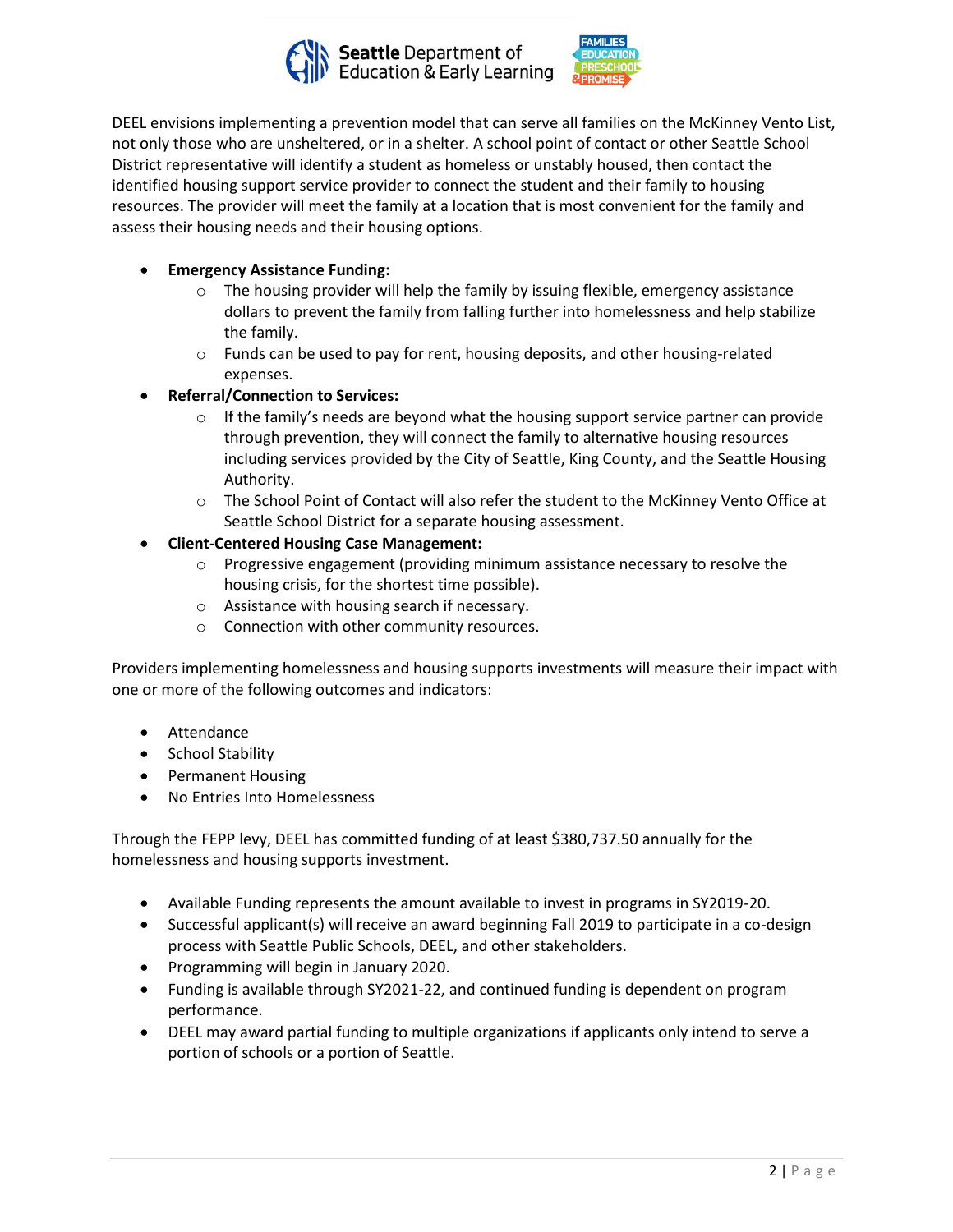DEEL envisions implementing a prevention model that can serve all families on the McKinney Vento List, not only those who are unsheltered, or in a shelter. A school point of contact or other Seattle School District representative will identify a student as homeless or unstably housed, then contact the identified housing support service provider to connect the student and their family to housing resources. The provider will meet the family at a location that is most convenient for the family and assess their housing needs and their housing options.

- **Emergency Assistance Funding:**
  - The housing provider will help the family by issuing flexible, emergency assistance dollars to prevent the family from falling further into homelessness and help stabilize the family.
  - Funds can be used to pay for rent, housing deposits, and other housing-related expenses.
- **Referral/Connection to Services:**
  - If the family's needs are beyond what the housing support service partner can provide through prevention, they will connect the family to alternative housing resources including services provided by the City of Seattle, King County, and the Seattle Housing Authority.
  - The School Point of Contact will also refer the student to the McKinney Vento Office at Seattle School District for a separate housing assessment.
- **Client-Centered Housing Case Management:**
  - Progressive engagement (providing minimum assistance necessary to resolve the housing crisis, for the shortest time possible).
  - Assistance with housing search if necessary.
  - Connection with other community resources.

Providers implementing homelessness and housing supports investments will measure their impact with one or more of the following outcomes and indicators:

- Attendance
- School Stability
- Permanent Housing
- No Entries Into Homelessness

Through the FEPP levy, DEEL has committed funding of at least $380,737.50 annually for the homelessness and housing supports investment.

- Available Funding represents the amount available to invest in programs in SY2019-20.
- Successful applicant(s) will receive an award beginning Fall 2019 to participate in a co-design process with Seattle Public Schools, DEEL, and other stakeholders.
- Programming will begin in January 2020.
- Funding is available through SY2021-22, and continued funding is dependent on program performance.
- DEEL may award partial funding to multiple organizations if applicants only intend to serve a portion of schools or a portion of Seattle.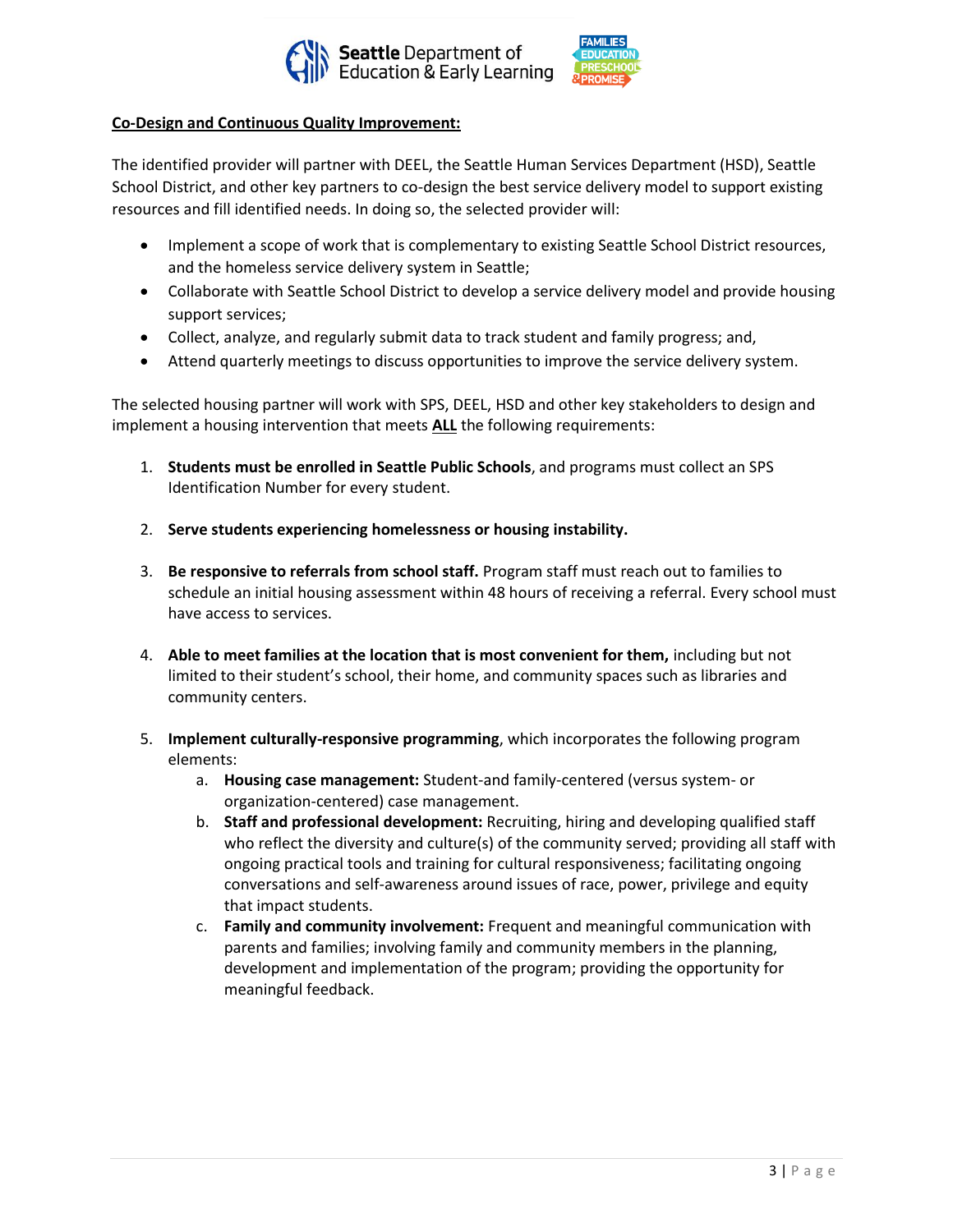**Co-Design and Continuous Quality Improvement:**

The identified provider will partner with DEEL, the Seattle Human Services Department (HSD), Seattle School District, and other key partners to co-design the best service delivery model to support existing resources and fill identified needs. In doing so, the selected provider will:

- Implement a scope of work that is complementary to existing Seattle School District resources, and the homeless service delivery system in Seattle;
- Collaborate with Seattle School District to develop a service delivery model and provide housing support services;
- Collect, analyze, and regularly submit data to track student and family progress; and,
- Attend quarterly meetings to discuss opportunities to improve the service delivery system.

The selected housing partner will work with SPS, DEEL, HSD and other key stakeholders to design and implement a housing intervention that meets **ALL** the following requirements:

1. **Students must be enrolled in Seattle Public Schools**, and programs must collect an SPS Identification Number for every student.

2. **Serve students experiencing homelessness or housing instability.**

3. **Be responsive to referrals from school staff.** Program staff must reach out to families to schedule an initial housing assessment within 48 hours of receiving a referral. Every school must have access to services.

4. **Able to meet families at the location that is most convenient for them,** including but not limited to their student's school, their home, and community spaces such as libraries and community centers.

5. **Implement culturally-responsive programming**, which incorporates the following program elements:
   a. **Housing case management:** Student-and family-centered (versus system- or organization-centered) case management.
   b. **Staff and professional development:** Recruiting, hiring and developing qualified staff who reflect the diversity and culture(s) of the community served; providing all staff with ongoing practical tools and training for cultural responsiveness; facilitating ongoing conversations and self-awareness around issues of race, power, privilege and equity that impact students.
   c. **Family and community involvement:** Frequent and meaningful communication with parents and families; involving family and community members in the planning, development and implementation of the program; providing the opportunity for meaningful feedback.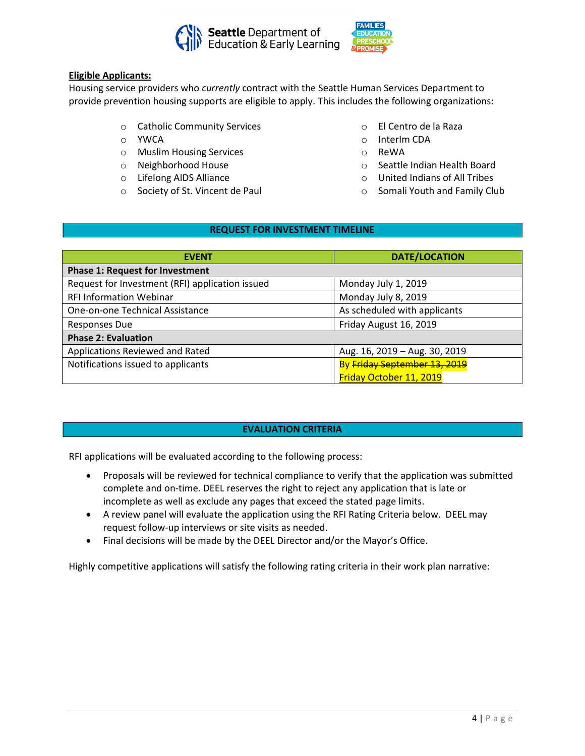**Eligible Applicants:**

Housing service providers who *currently* contract with the Seattle Human Services Department to provide prevention housing supports are eligible to apply. This includes the following organizations:

- Catholic Community Services
- YWCA
- Muslim Housing Services
- Neighborhood House
- Lifelong AIDS Alliance
- Society of St. Vincent de Paul
- El Centro de la Raza
- InterIm CDA
- ReWA
- Seattle Indian Health Board
- United Indians of All Tribes
- Somali Youth and Family Club

## REQUEST FOR INVESTMENT TIMELINE

| EVENT | DATE/LOCATION |
|---|---|
| **Phase 1: Request for Investment** | |
| Request for Investment (RFI) application issued | Monday July 1, 2019 |
| RFI Information Webinar | Monday July 8, 2019 |
| One-on-one Technical Assistance | As scheduled with applicants |
| Responses Due | Friday August 16, 2019 |
| **Phase 2: Evaluation** | |
| Applications Reviewed and Rated | Aug. 16, 2019 – Aug. 30, 2019 |
| Notifications issued to applicants | By ~~Friday September 13, 2019~~ Friday October 11, 2019 |

## EVALUATION CRITERIA

RFI applications will be evaluated according to the following process:

- Proposals will be reviewed for technical compliance to verify that the application was submitted complete and on-time. DEEL reserves the right to reject any application that is late or incomplete as well as exclude any pages that exceed the stated page limits.
- A review panel will evaluate the application using the RFI Rating Criteria below. DEEL may request follow-up interviews or site visits as needed.
- Final decisions will be made by the DEEL Director and/or the Mayor's Office.

Highly competitive applications will satisfy the following rating criteria in their work plan narrative: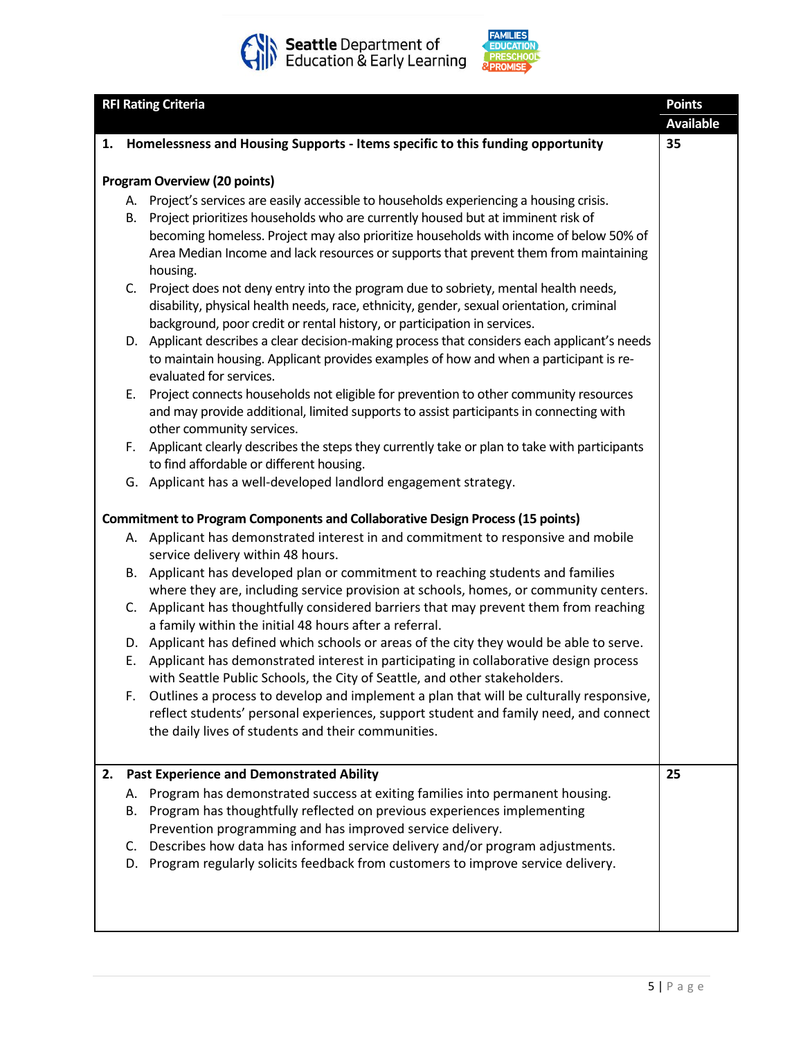| RFI Rating Criteria | Points Available |
|---|---|
| **1. Homelessness and Housing Supports - Items specific to this funding opportunity**<br><br>**Program Overview (20 points)**<br>A. Project's services are easily accessible to households experiencing a housing crisis.<br>B. Project prioritizes households who are currently housed but at imminent risk of becoming homeless. Project may also prioritize households with income of below 50% of Area Median Income and lack resources or supports that prevent them from maintaining housing.<br>C. Project does not deny entry into the program due to sobriety, mental health needs, disability, physical health needs, race, ethnicity, gender, sexual orientation, criminal background, poor credit or rental history, or participation in services.<br>D. Applicant describes a clear decision-making process that considers each applicant's needs to maintain housing. Applicant provides examples of how and when a participant is re-evaluated for services.<br>E. Project connects households not eligible for prevention to other community resources and may provide additional, limited supports to assist participants in connecting with other community services.<br>F. Applicant clearly describes the steps they currently take or plan to take with participants to find affordable or different housing.<br>G. Applicant has a well-developed landlord engagement strategy.<br><br>**Commitment to Program Components and Collaborative Design Process (15 points)**<br>A. Applicant has demonstrated interest in and commitment to responsive and mobile service delivery within 48 hours.<br>B. Applicant has developed plan or commitment to reaching students and families where they are, including service provision at schools, homes, or community centers.<br>C. Applicant has thoughtfully considered barriers that may prevent them from reaching a family within the initial 48 hours after a referral.<br>D. Applicant has defined which schools or areas of the city they would be able to serve.<br>E. Applicant has demonstrated interest in participating in collaborative design process with Seattle Public Schools, the City of Seattle, and other stakeholders.<br>F. Outlines a process to develop and implement a plan that will be culturally responsive, reflect students' personal experiences, support student and family need, and connect the daily lives of students and their communities. | **35** |
| **2. Past Experience and Demonstrated Ability**<br>A. Program has demonstrated success at exiting families into permanent housing.<br>B. Program has thoughtfully reflected on previous experiences implementing Prevention programming and has improved service delivery.<br>C. Describes how data has informed service delivery and/or program adjustments.<br>D. Program regularly solicits feedback from customers to improve service delivery. | **25** |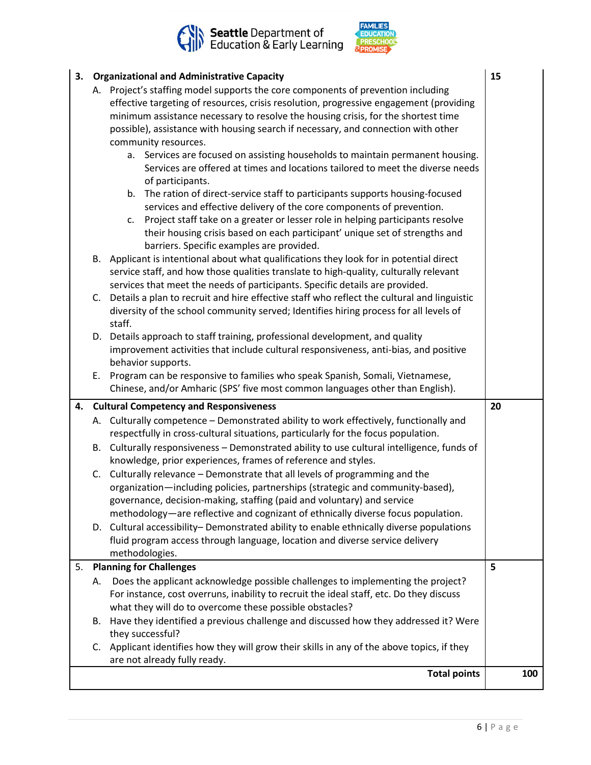| | |
|---|---|
| **3. Organizational and Administrative Capacity**<br>A. Project's staffing model supports the core components of prevention including effective targeting of resources, crisis resolution, progressive engagement (providing minimum assistance necessary to resolve the housing crisis, for the shortest time possible), assistance with housing search if necessary, and connection with other community resources.<br>a. Services are focused on assisting households to maintain permanent housing. Services are offered at times and locations tailored to meet the diverse needs of participants.<br>b. The ration of direct-service staff to participants supports housing-focused services and effective delivery of the core components of prevention.<br>c. Project staff take on a greater or lesser role in helping participants resolve their housing crisis based on each participant' unique set of strengths and barriers. Specific examples are provided.<br>B. Applicant is intentional about what qualifications they look for in potential direct service staff, and how those qualities translate to high-quality, culturally relevant services that meet the needs of participants. Specific details are provided.<br>C. Details a plan to recruit and hire effective staff who reflect the cultural and linguistic diversity of the school community served; Identifies hiring process for all levels of staff.<br>D. Details approach to staff training, professional development, and quality improvement activities that include cultural responsiveness, anti-bias, and positive behavior supports.<br>E. Program can be responsive to families who speak Spanish, Somali, Vietnamese, Chinese, and/or Amharic (SPS' five most common languages other than English). | **15** |
| **4. Cultural Competency and Responsiveness**<br>A. Culturally competence – Demonstrated ability to work effectively, functionally and respectfully in cross-cultural situations, particularly for the focus population.<br>B. Culturally responsiveness – Demonstrated ability to use cultural intelligence, funds of knowledge, prior experiences, frames of reference and styles.<br>C. Culturally relevance – Demonstrate that all levels of programming and the organization—including policies, partnerships (strategic and community-based), governance, decision-making, staffing (paid and voluntary) and service methodology—are reflective and cognizant of ethnically diverse focus population.<br>D. Cultural accessibility– Demonstrated ability to enable ethnically diverse populations fluid program access through language, location and diverse service delivery methodologies. | **20** |
| 5. **Planning for Challenges**<br>A. Does the applicant acknowledge possible challenges to implementing the project? For instance, cost overruns, inability to recruit the ideal staff, etc. Do they discuss what they will do to overcome these possible obstacles?<br>B. Have they identified a previous challenge and discussed how they addressed it? Were they successful?<br>C. Applicant identifies how they will grow their skills in any of the above topics, if they are not already fully ready. | **5** |
| **Total points** | **100** |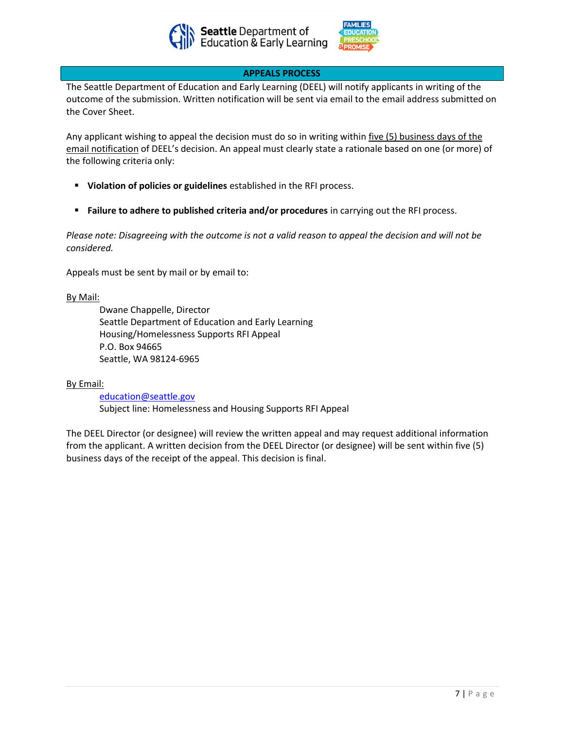## APPEALS PROCESS

The Seattle Department of Education and Early Learning (DEEL) will notify applicants in writing of the outcome of the submission. Written notification will be sent via email to the email address submitted on the Cover Sheet.

Any applicant wishing to appeal the decision must do so in writing within five (5) business days of the email notification of DEEL's decision. An appeal must clearly state a rationale based on one (or more) of the following criteria only:

- **Violation of policies or guidelines** established in the RFI process.
- **Failure to adhere to published criteria and/or procedures** in carrying out the RFI process.

*Please note: Disagreeing with the outcome is not a valid reason to appeal the decision and will not be considered.*

Appeals must be sent by mail or by email to:

By Mail:

Dwane Chappelle, Director
Seattle Department of Education and Early Learning
Housing/Homelessness Supports RFI Appeal
P.O. Box 94665
Seattle, WA 98124-6965

By Email:

education@seattle.gov
Subject line: Homelessness and Housing Supports RFI Appeal

The DEEL Director (or designee) will review the written appeal and may request additional information from the applicant. A written decision from the DEEL Director (or designee) will be sent within five (5) business days of the receipt of the appeal. This decision is final.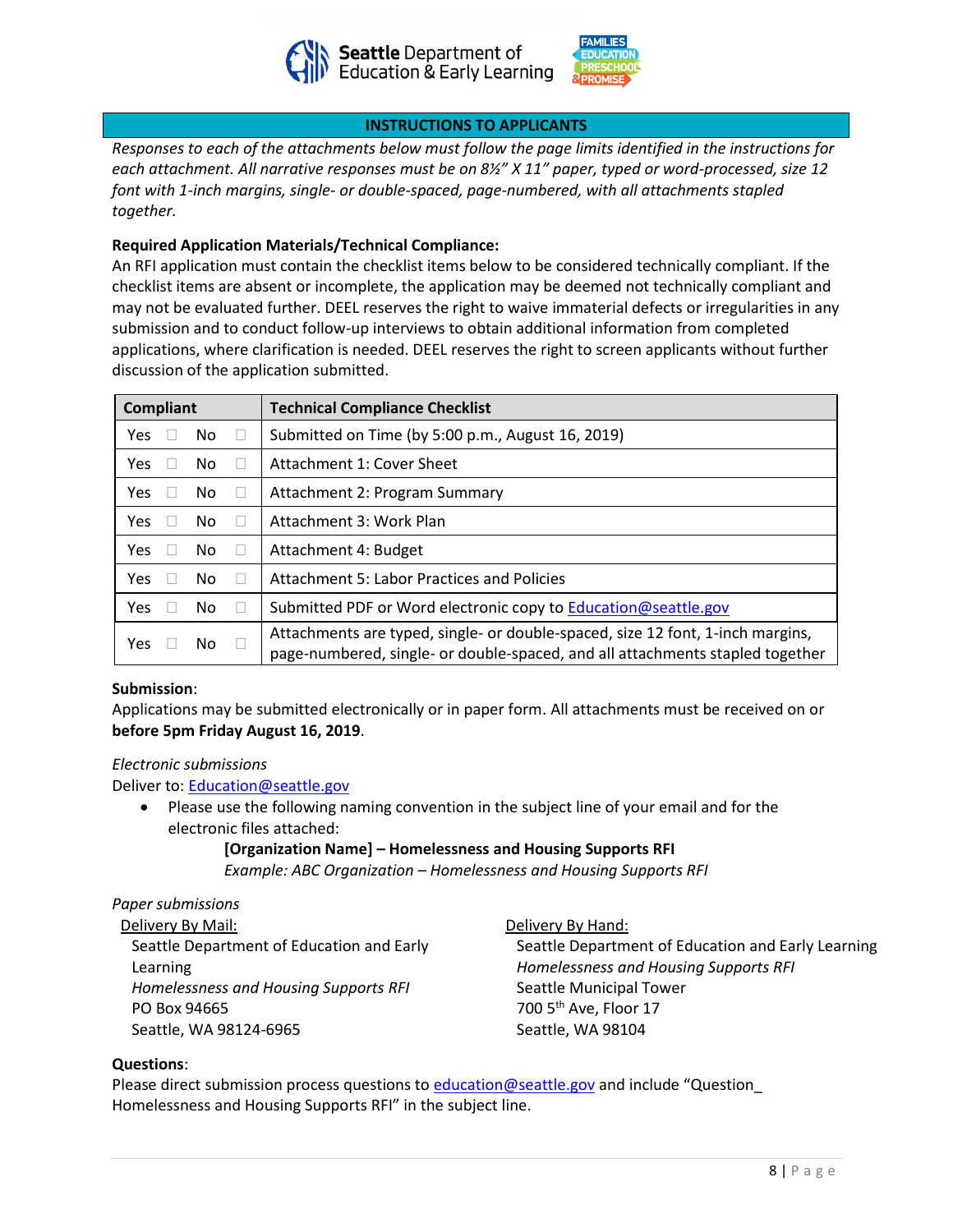## INSTRUCTIONS TO APPLICANTS

*Responses to each of the attachments below must follow the page limits identified in the instructions for each attachment. All narrative responses must be on 8½" X 11" paper, typed or word-processed, size 12 font with 1-inch margins, single- or double-spaced, page-numbered, with all attachments stapled together.*

**Required Application Materials/Technical Compliance:**

An RFI application must contain the checklist items below to be considered technically compliant. If the checklist items are absent or incomplete, the application may be deemed not technically compliant and may not be evaluated further. DEEL reserves the right to waive immaterial defects or irregularities in any submission and to conduct follow-up interviews to obtain additional information from completed applications, where clarification is needed. DEEL reserves the right to screen applicants without further discussion of the application submitted.

| Compliant | Technical Compliance Checklist |
|---|---|
| Yes ☐ No ☐ | Submitted on Time (by 5:00 p.m., August 16, 2019) |
| Yes ☐ No ☐ | Attachment 1: Cover Sheet |
| Yes ☐ No ☐ | Attachment 2: Program Summary |
| Yes ☐ No ☐ | Attachment 3: Work Plan |
| Yes ☐ No ☐ | Attachment 4: Budget |
| Yes ☐ No ☐ | Attachment 5: Labor Practices and Policies |
| Yes ☐ No ☐ | Submitted PDF or Word electronic copy to Education@seattle.gov |
| Yes ☐ No ☐ | Attachments are typed, single- or double-spaced, size 12 font, 1-inch margins, page-numbered, single- or double-spaced, and all attachments stapled together |

**Submission**:

Applications may be submitted electronically or in paper form. All attachments must be received on or **before 5pm Friday August 16, 2019**.

*Electronic submissions*

Deliver to: Education@seattle.gov

- Please use the following naming convention in the subject line of your email and for the electronic files attached:

  **[Organization Name] – Homelessness and Housing Supports RFI**

  *Example: ABC Organization – Homelessness and Housing Supports RFI*

*Paper submissions*

Delivery By Mail:

Seattle Department of Education and Early Learning
*Homelessness and Housing Supports RFI*
PO Box 94665
Seattle, WA 98124-6965

Delivery By Hand:

Seattle Department of Education and Early Learning
*Homelessness and Housing Supports RFI*
Seattle Municipal Tower
700 5th Ave, Floor 17
Seattle, WA 98104

**Questions**:

Please direct submission process questions to education@seattle.gov and include "Question_ Homelessness and Housing Supports RFI" in the subject line.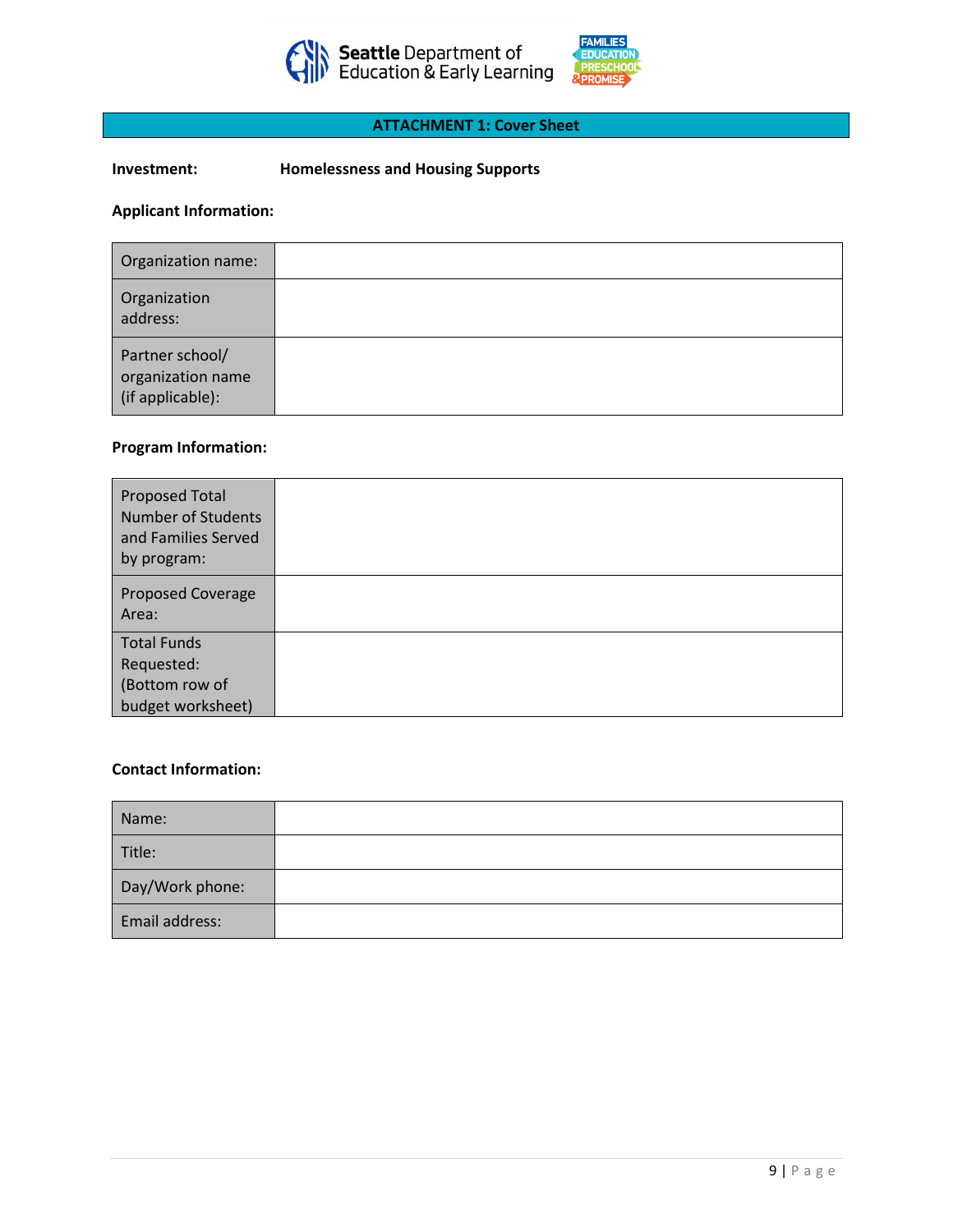## ATTACHMENT 1: Cover Sheet

**Investment:** **Homelessness and Housing Supports**

**Applicant Information:**

| | |
|---|---|
| Organization name: | |
| Organization address: | |
| Partner school/ organization name (if applicable): | |

**Program Information:**

| | |
|---|---|
| Proposed Total Number of Students and Families Served by program: | |
| Proposed Coverage Area: | |
| Total Funds Requested: (Bottom row of budget worksheet) | |

**Contact Information:**

| | |
|---|---|
| Name: | |
| Title: | |
| Day/Work phone: | |
| Email address: | |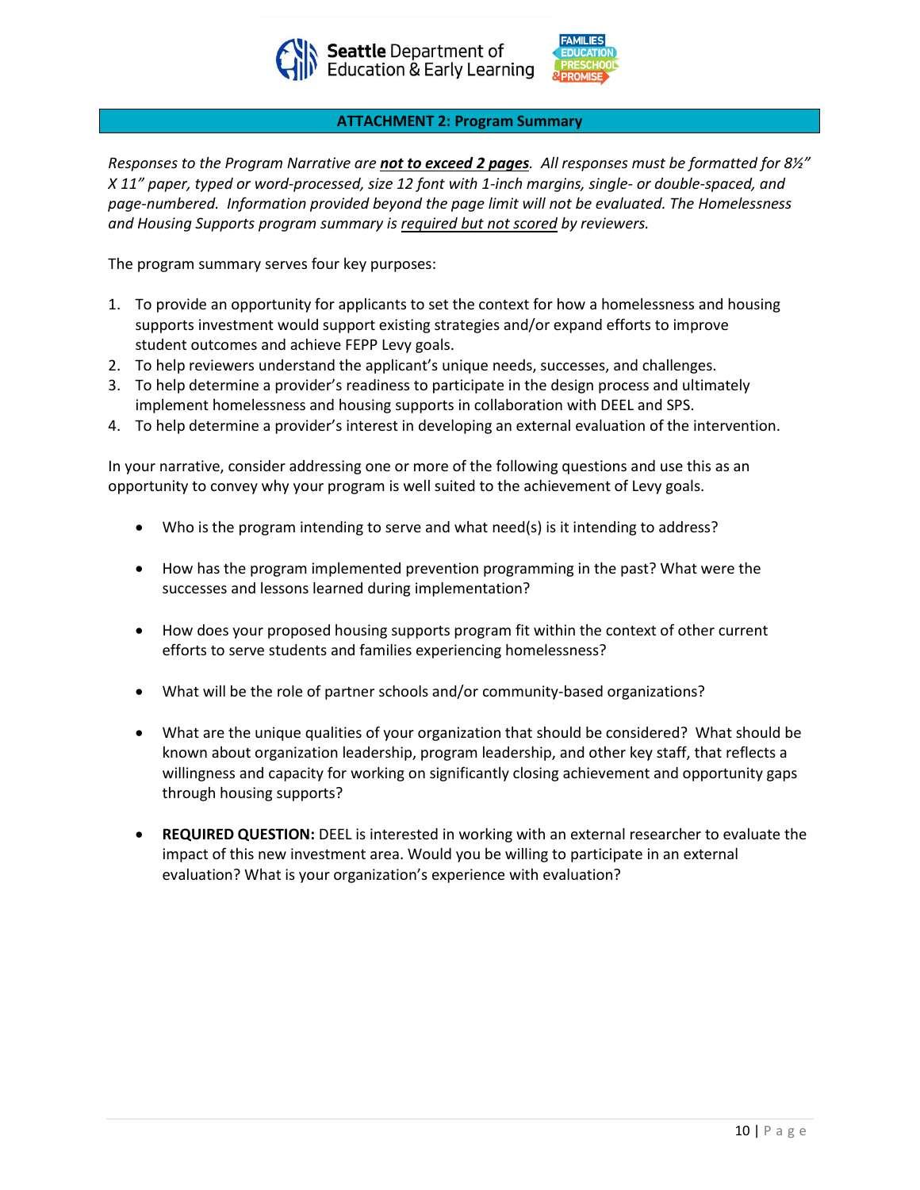## ATTACHMENT 2: Program Summary

*Responses to the Program Narrative are **not to exceed 2 pages**. All responses must be formatted for 8½" X 11" paper, typed or word-processed, size 12 font with 1-inch margins, single- or double-spaced, and page-numbered. Information provided beyond the page limit will not be evaluated. The Homelessness and Housing Supports program summary is required but not scored by reviewers.*

The program summary serves four key purposes:

1. To provide an opportunity for applicants to set the context for how a homelessness and housing supports investment would support existing strategies and/or expand efforts to improve student outcomes and achieve FEPP Levy goals.
2. To help reviewers understand the applicant's unique needs, successes, and challenges.
3. To help determine a provider's readiness to participate in the design process and ultimately implement homelessness and housing supports in collaboration with DEEL and SPS.
4. To help determine a provider's interest in developing an external evaluation of the intervention.

In your narrative, consider addressing one or more of the following questions and use this as an opportunity to convey why your program is well suited to the achievement of Levy goals.

- Who is the program intending to serve and what need(s) is it intending to address?
- How has the program implemented prevention programming in the past? What were the successes and lessons learned during implementation?
- How does your proposed housing supports program fit within the context of other current efforts to serve students and families experiencing homelessness?
- What will be the role of partner schools and/or community-based organizations?
- What are the unique qualities of your organization that should be considered? What should be known about organization leadership, program leadership, and other key staff, that reflects a willingness and capacity for working on significantly closing achievement and opportunity gaps through housing supports?
- **REQUIRED QUESTION:** DEEL is interested in working with an external researcher to evaluate the impact of this new investment area. Would you be willing to participate in an external evaluation? What is your organization's experience with evaluation?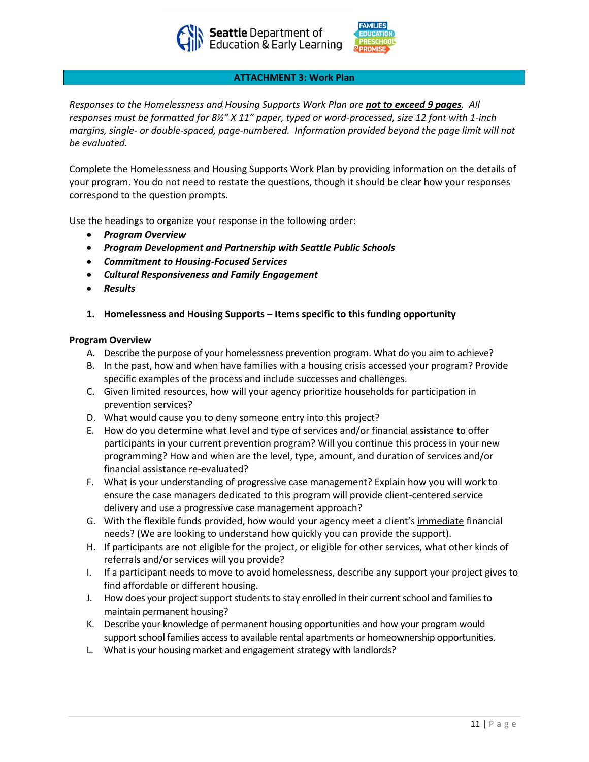## ATTACHMENT 3: Work Plan

*Responses to the Homelessness and Housing Supports Work Plan are* ***not to exceed 9 pages****. All responses must be formatted for 8½" X 11" paper, typed or word-processed, size 12 font with 1-inch margins, single- or double-spaced, page-numbered. Information provided beyond the page limit will not be evaluated.*

Complete the Homelessness and Housing Supports Work Plan by providing information on the details of your program. You do not need to restate the questions, though it should be clear how your responses correspond to the question prompts.

Use the headings to organize your response in the following order:

- ***Program Overview***
- ***Program Development and Partnership with Seattle Public Schools***
- ***Commitment to Housing-Focused Services***
- ***Cultural Responsiveness and Family Engagement***
- ***Results***

1. **Homelessness and Housing Supports – Items specific to this funding opportunity**

**Program Overview**

A. Describe the purpose of your homelessness prevention program. What do you aim to achieve?
B. In the past, how and when have families with a housing crisis accessed your program? Provide specific examples of the process and include successes and challenges.
C. Given limited resources, how will your agency prioritize households for participation in prevention services?
D. What would cause you to deny someone entry into this project?
E. How do you determine what level and type of services and/or financial assistance to offer participants in your current prevention program? Will you continue this process in your new programming? How and when are the level, type, amount, and duration of services and/or financial assistance re-evaluated?
F. What is your understanding of progressive case management? Explain how you will work to ensure the case managers dedicated to this program will provide client-centered service delivery and use a progressive case management approach?
G. With the flexible funds provided, how would your agency meet a client's <u>immediate</u> financial needs? (We are looking to understand how quickly you can provide the support).
H. If participants are not eligible for the project, or eligible for other services, what other kinds of referrals and/or services will you provide?
I. If a participant needs to move to avoid homelessness, describe any support your project gives to find affordable or different housing.
J. How does your project support students to stay enrolled in their current school and families to maintain permanent housing?
K. Describe your knowledge of permanent housing opportunities and how your program would support school families access to available rental apartments or homeownership opportunities.
L. What is your housing market and engagement strategy with landlords?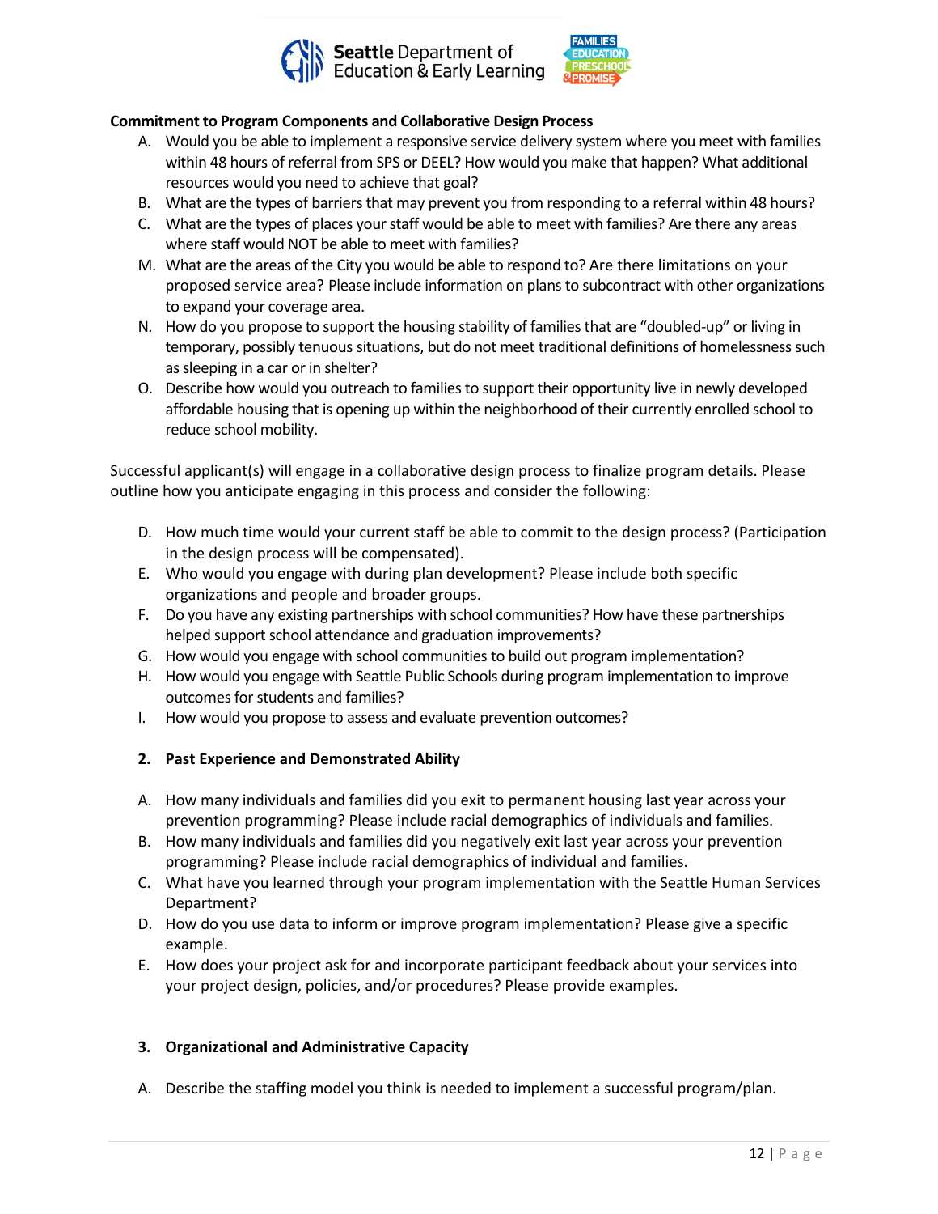**Commitment to Program Components and Collaborative Design Process**

A. Would you be able to implement a responsive service delivery system where you meet with families within 48 hours of referral from SPS or DEEL? How would you make that happen? What additional resources would you need to achieve that goal?

B. What are the types of barriers that may prevent you from responding to a referral within 48 hours?

C. What are the types of places your staff would be able to meet with families? Are there any areas where staff would NOT be able to meet with families?

M. What are the areas of the City you would be able to respond to? Are there limitations on your proposed service area? Please include information on plans to subcontract with other organizations to expand your coverage area.

N. How do you propose to support the housing stability of families that are "doubled-up" or living in temporary, possibly tenuous situations, but do not meet traditional definitions of homelessness such as sleeping in a car or in shelter?

O. Describe how would you outreach to families to support their opportunity live in newly developed affordable housing that is opening up within the neighborhood of their currently enrolled school to reduce school mobility.

Successful applicant(s) will engage in a collaborative design process to finalize program details. Please outline how you anticipate engaging in this process and consider the following:

D. How much time would your current staff be able to commit to the design process? (Participation in the design process will be compensated).

E. Who would you engage with during plan development? Please include both specific organizations and people and broader groups.

F. Do you have any existing partnerships with school communities? How have these partnerships helped support school attendance and graduation improvements?

G. How would you engage with school communities to build out program implementation?

H. How would you engage with Seattle Public Schools during program implementation to improve outcomes for students and families?

I. How would you propose to assess and evaluate prevention outcomes?

**2. Past Experience and Demonstrated Ability**

A. How many individuals and families did you exit to permanent housing last year across your prevention programming? Please include racial demographics of individuals and families.

B. How many individuals and families did you negatively exit last year across your prevention programming? Please include racial demographics of individual and families.

C. What have you learned through your program implementation with the Seattle Human Services Department?

D. How do you use data to inform or improve program implementation? Please give a specific example.

E. How does your project ask for and incorporate participant feedback about your services into your project design, policies, and/or procedures? Please provide examples.

**3. Organizational and Administrative Capacity**

A. Describe the staffing model you think is needed to implement a successful program/plan.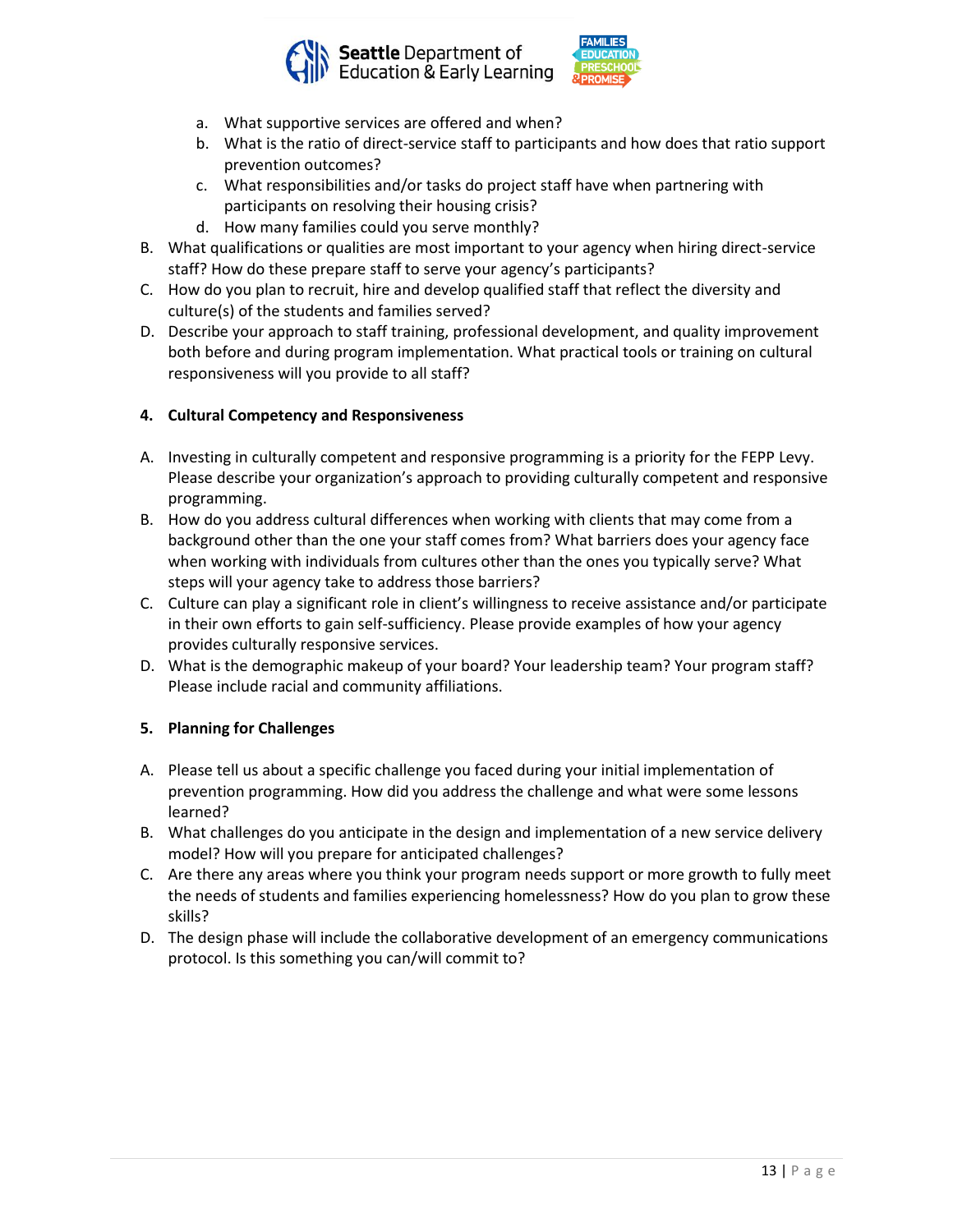a. What supportive services are offered and when?
   b. What is the ratio of direct-service staff to participants and how does that ratio support prevention outcomes?
   c. What responsibilities and/or tasks do project staff have when partnering with participants on resolving their housing crisis?
   d. How many families could you serve monthly?

B. What qualifications or qualities are most important to your agency when hiring direct-service staff? How do these prepare staff to serve your agency's participants?

C. How do you plan to recruit, hire and develop qualified staff that reflect the diversity and culture(s) of the students and families served?

D. Describe your approach to staff training, professional development, and quality improvement both before and during program implementation. What practical tools or training on cultural responsiveness will you provide to all staff?

**4. Cultural Competency and Responsiveness**

A. Investing in culturally competent and responsive programming is a priority for the FEPP Levy. Please describe your organization's approach to providing culturally competent and responsive programming.

B. How do you address cultural differences when working with clients that may come from a background other than the one your staff comes from? What barriers does your agency face when working with individuals from cultures other than the ones you typically serve? What steps will your agency take to address those barriers?

C. Culture can play a significant role in client's willingness to receive assistance and/or participate in their own efforts to gain self-sufficiency. Please provide examples of how your agency provides culturally responsive services.

D. What is the demographic makeup of your board? Your leadership team? Your program staff? Please include racial and community affiliations.

**5. Planning for Challenges**

A. Please tell us about a specific challenge you faced during your initial implementation of prevention programming. How did you address the challenge and what were some lessons learned?

B. What challenges do you anticipate in the design and implementation of a new service delivery model? How will you prepare for anticipated challenges?

C. Are there any areas where you think your program needs support or more growth to fully meet the needs of students and families experiencing homelessness? How do you plan to grow these skills?

D. The design phase will include the collaborative development of an emergency communications protocol. Is this something you can/will commit to?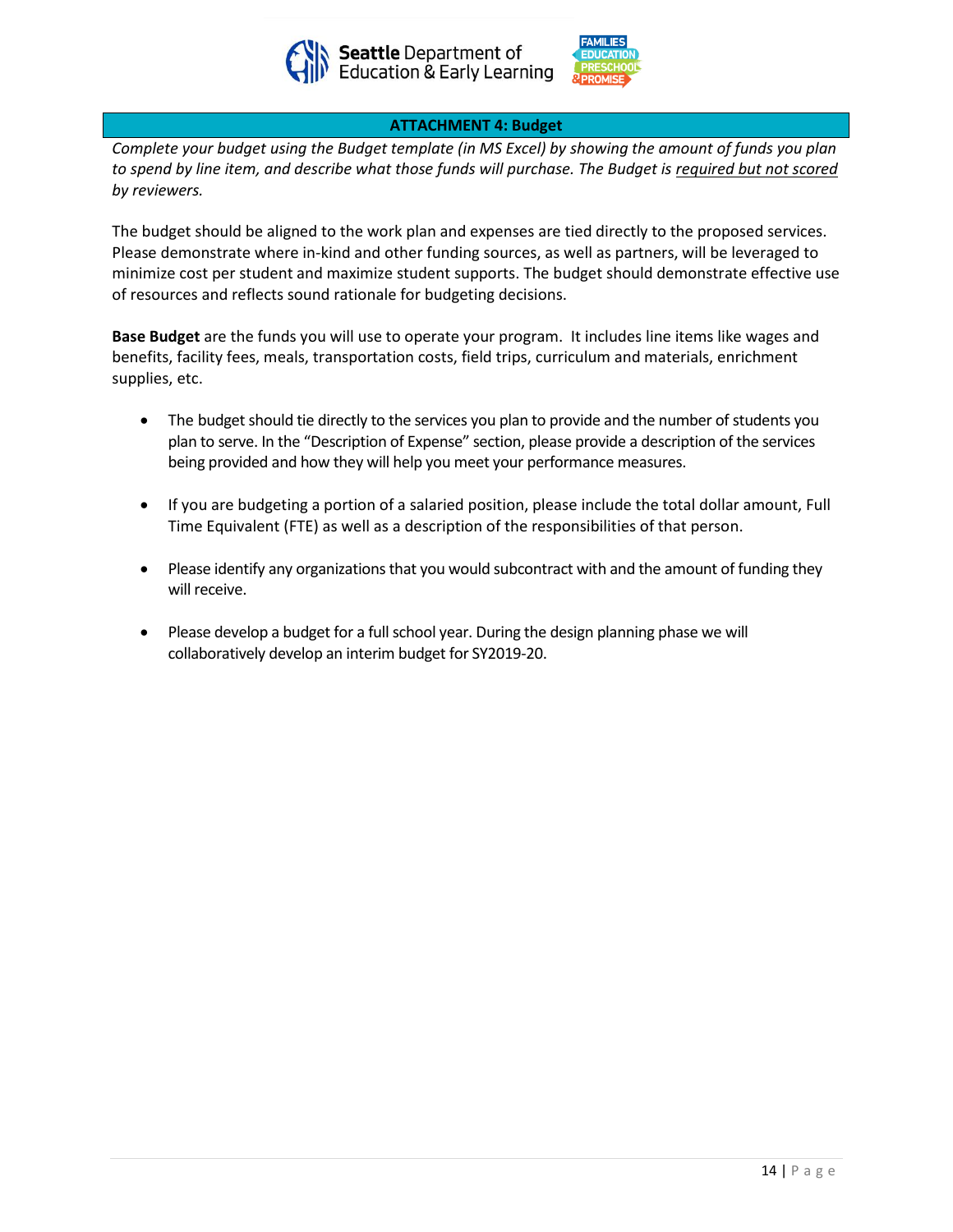## ATTACHMENT 4: Budget

*Complete your budget using the Budget template (in MS Excel) by showing the amount of funds you plan to spend by line item, and describe what those funds will purchase. The Budget is required but not scored by reviewers.*

The budget should be aligned to the work plan and expenses are tied directly to the proposed services. Please demonstrate where in-kind and other funding sources, as well as partners, will be leveraged to minimize cost per student and maximize student supports. The budget should demonstrate effective use of resources and reflects sound rationale for budgeting decisions.

**Base Budget** are the funds you will use to operate your program. It includes line items like wages and benefits, facility fees, meals, transportation costs, field trips, curriculum and materials, enrichment supplies, etc.

- The budget should tie directly to the services you plan to provide and the number of students you plan to serve. In the "Description of Expense" section, please provide a description of the services being provided and how they will help you meet your performance measures.
- If you are budgeting a portion of a salaried position, please include the total dollar amount, Full Time Equivalent (FTE) as well as a description of the responsibilities of that person.
- Please identify any organizations that you would subcontract with and the amount of funding they will receive.
- Please develop a budget for a full school year. During the design planning phase we will collaboratively develop an interim budget for SY2019-20.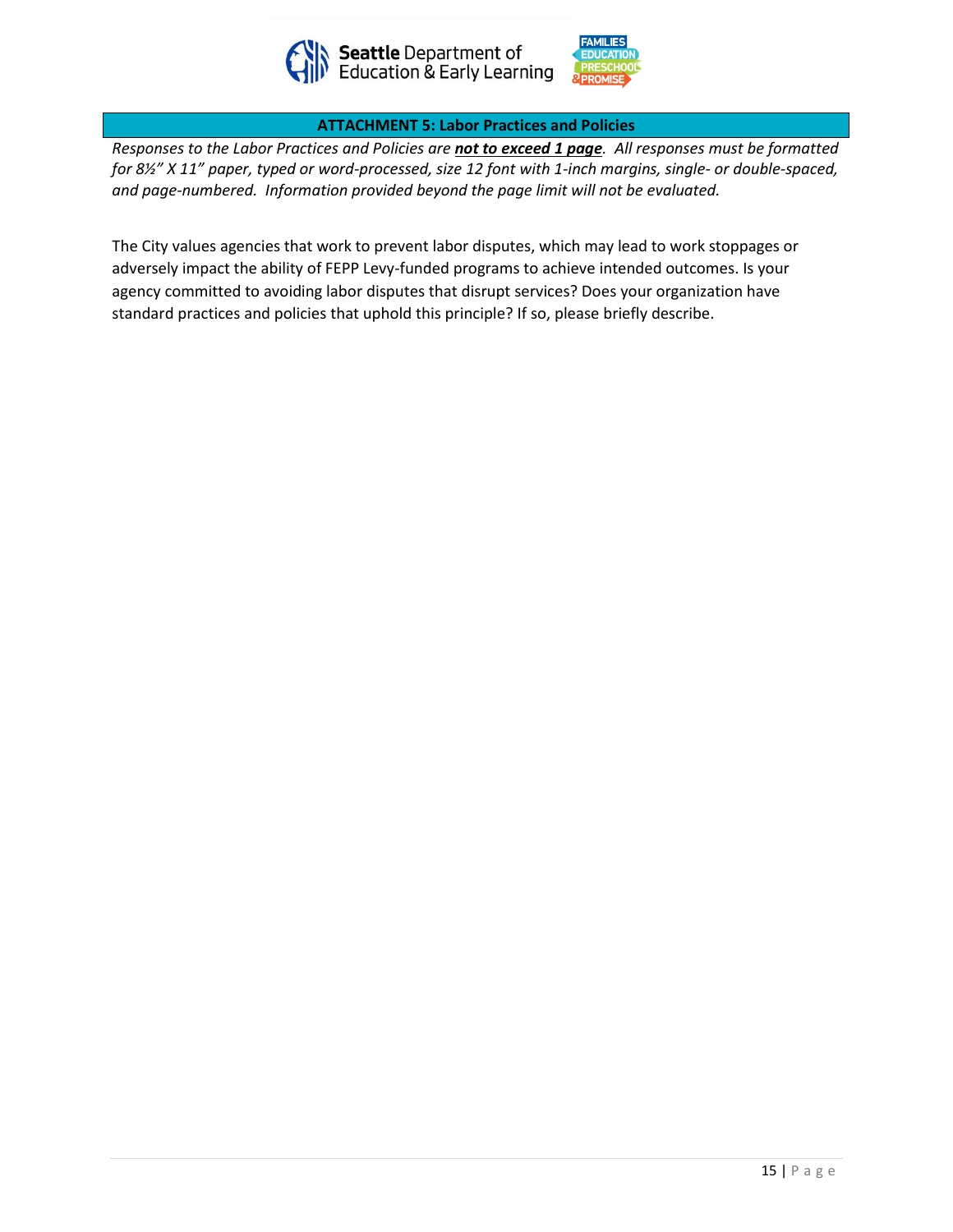## ATTACHMENT 5: Labor Practices and Policies

*Responses to the Labor Practices and Policies are* ***not to exceed 1 page****. All responses must be formatted for 8½" X 11" paper, typed or word-processed, size 12 font with 1-inch margins, single- or double-spaced, and page-numbered. Information provided beyond the page limit will not be evaluated.*

The City values agencies that work to prevent labor disputes, which may lead to work stoppages or adversely impact the ability of FEPP Levy-funded programs to achieve intended outcomes. Is your agency committed to avoiding labor disputes that disrupt services? Does your organization have standard practices and policies that uphold this principle? If so, please briefly describe.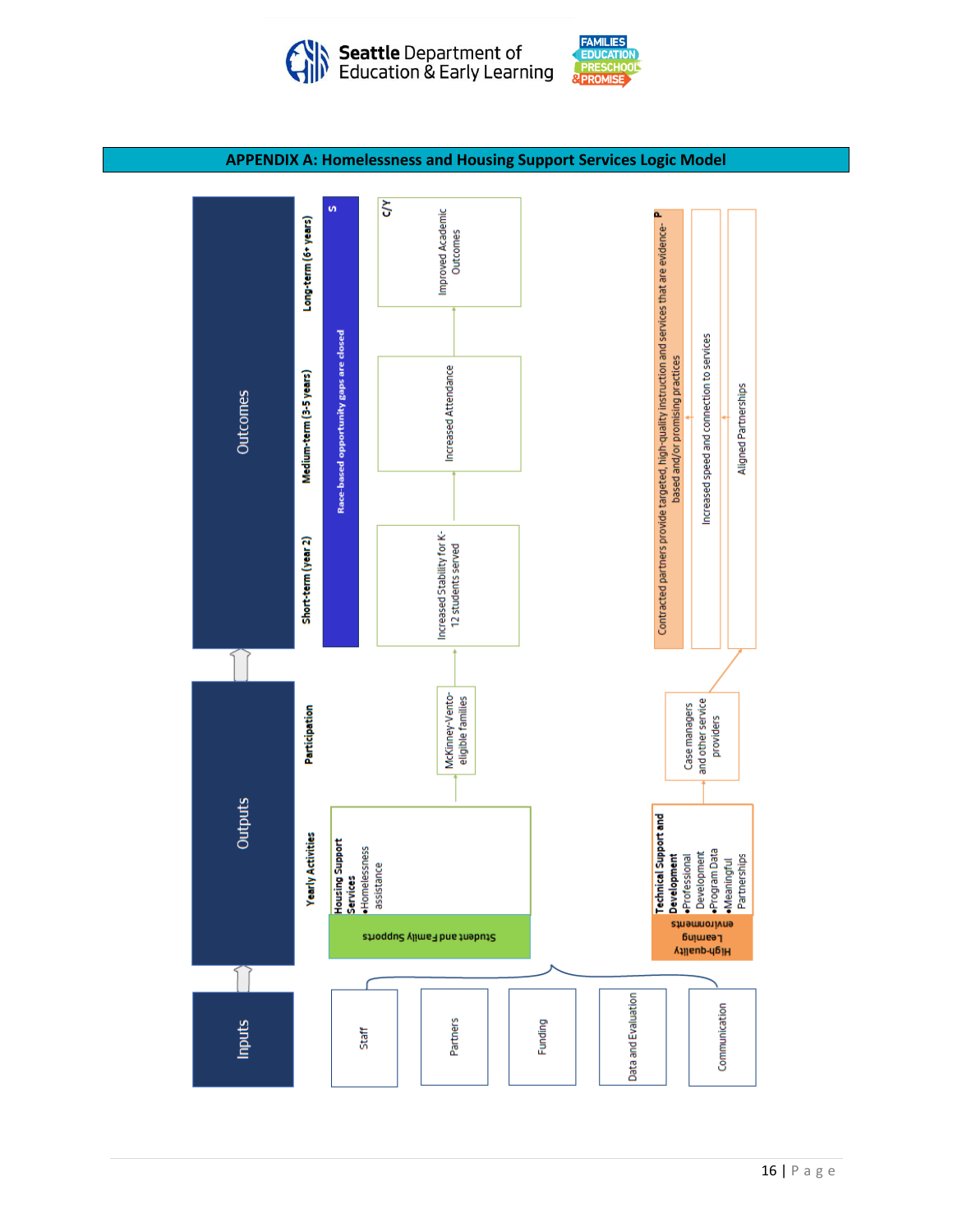## APPENDIX A: Homelessness and Housing Support Services Logic Model

Inputs

Staff

Partners

Funding

Data and Evaluation

Communication

Outputs

Yearly Activities

Participation

Student and Family Supports

Housing Support Services
- Homelessness assistance

McKinney-Vento-eligible families

High-quality Learning environments

Technical Support and Development
- Professional Development
- Program Data
- Meaningful Partnerships

Case managers and other service providers

Outcomes

Short-term (year 2)

Medium-term (3-5 years)

Long-term (6+ years)

S

Race-based opportunity gaps are closed

C/Y

Increased Stability for K-12 students served

Increased Attendance

Improved Academic Outcomes

P

Contracted partners provide targeted, high-quality instruction and services that are evidence-based and/or promising practices

Increased speed and connection to services

Aligned Partnerships